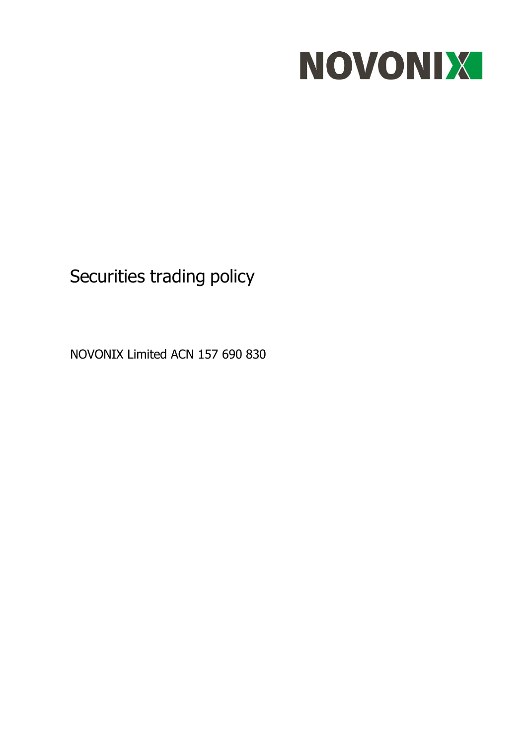NOVONIX

# Securities trading policy

NOVONIX Limited ACN 157 690 830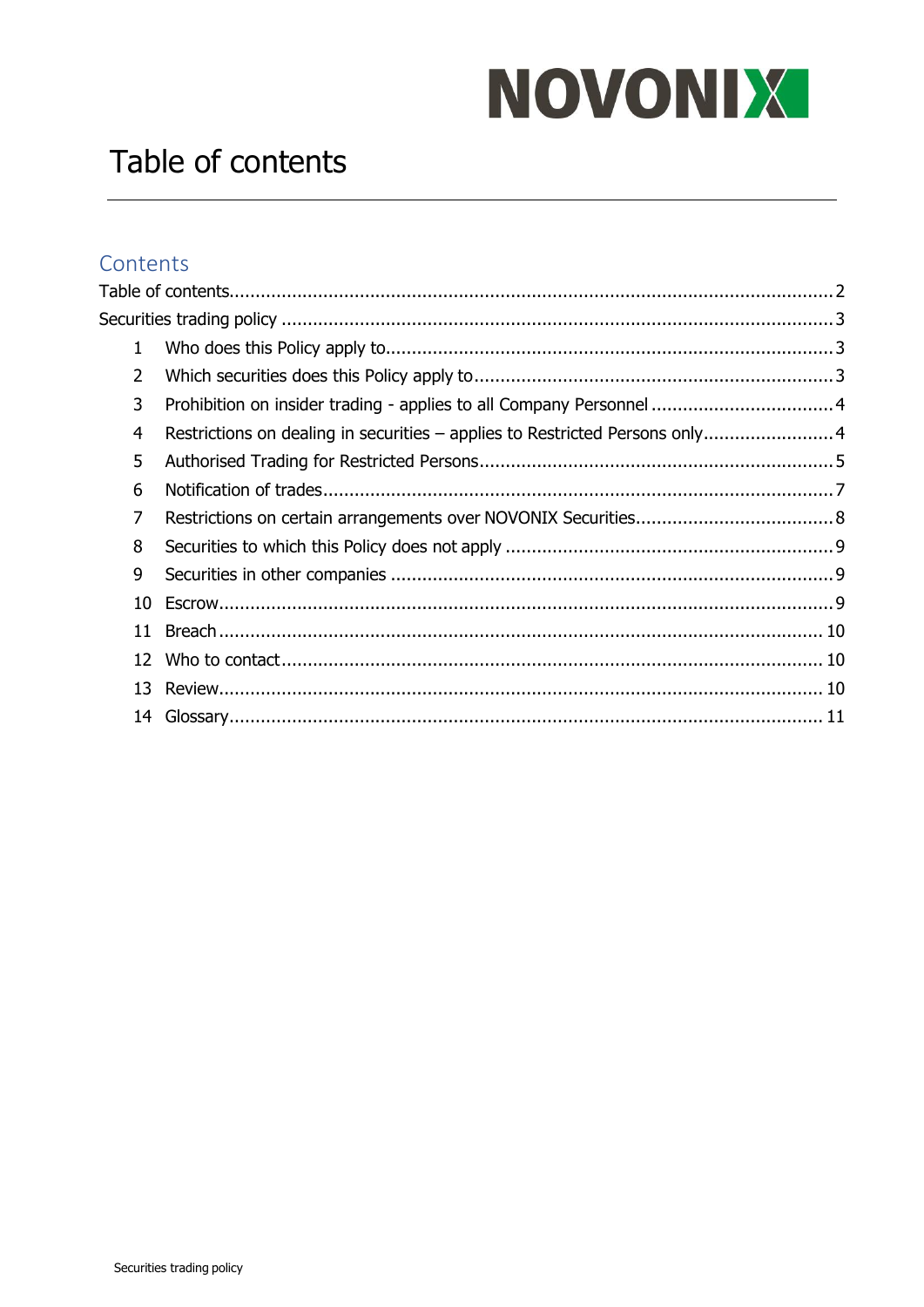# Table of contents

## Contents

Table of contents .......... 2

Securities trading policy .......... 3

1 Who does this Policy apply to .......... 3

2 Which securities does this Policy apply to .......... 3

3 Prohibition on insider trading - applies to all Company Personnel .......... 4

4 Restrictions on dealing in securities – applies to Restricted Persons only .......... 4

5 Authorised Trading for Restricted Persons .......... 5

6 Notification of trades .......... 7

7 Restrictions on certain arrangements over NOVONIX Securities .......... 8

8 Securities to which this Policy does not apply .......... 9

9 Securities in other companies .......... 9

10 Escrow .......... 9

11 Breach .......... 10

12 Who to contact .......... 10

13 Review .......... 10

14 Glossary .......... 11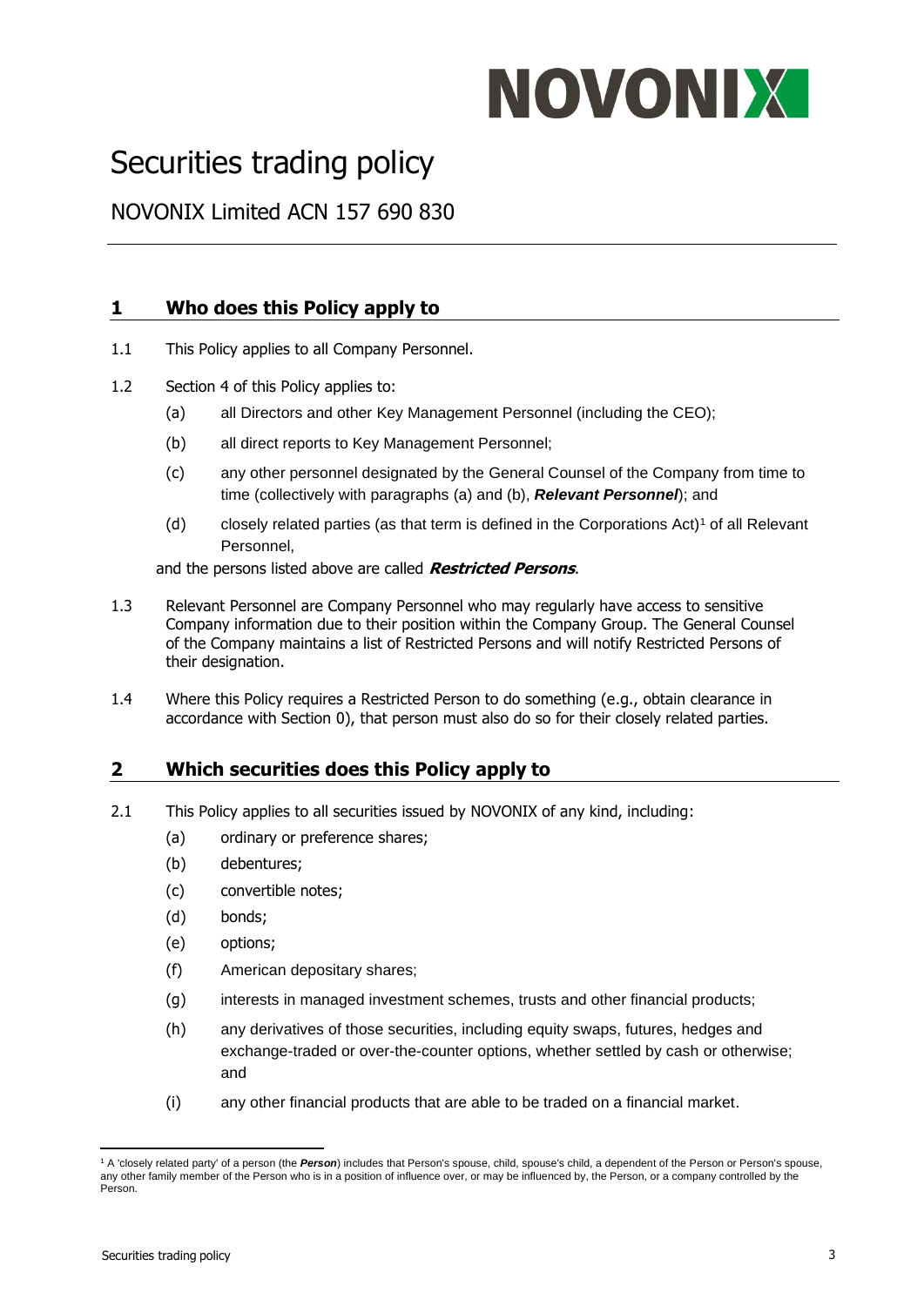# Securities trading policy

## NOVONIX Limited ACN 157 690 830

## 1 Who does this Policy apply to

1.1 This Policy applies to all Company Personnel.

1.2 Section 4 of this Policy applies to:

(a) all Directors and other Key Management Personnel (including the CEO);

(b) all direct reports to Key Management Personnel;

(c) any other personnel designated by the General Counsel of the Company from time to time (collectively with paragraphs (a) and (b), ***Relevant Personnel***); and

(d) closely related parties (as that term is defined in the Corporations Act)[1] of all Relevant Personnel,

and the persons listed above are called ***Restricted Persons***.

1.3 Relevant Personnel are Company Personnel who may regularly have access to sensitive Company information due to their position within the Company Group. The General Counsel of the Company maintains a list of Restricted Persons and will notify Restricted Persons of their designation.

1.4 Where this Policy requires a Restricted Person to do something (e.g., obtain clearance in accordance with Section 0), that person must also do so for their closely related parties.

## 2 Which securities does this Policy apply to

2.1 This Policy applies to all securities issued by NOVONIX of any kind, including:

(a) ordinary or preference shares;

(b) debentures;

(c) convertible notes;

(d) bonds;

(e) options;

(f) American depositary shares;

(g) interests in managed investment schemes, trusts and other financial products;

(h) any derivatives of those securities, including equity swaps, futures, hedges and exchange-traded or over-the-counter options, whether settled by cash or otherwise; and

(i) any other financial products that are able to be traded on a financial market.

---

[1] A 'closely related party' of a person (the ***Person***) includes that Person's spouse, child, spouse's child, a dependent of the Person or Person's spouse, any other family member of the Person who is in a position of influence over, or may be influenced by, the Person, or a company controlled by the Person.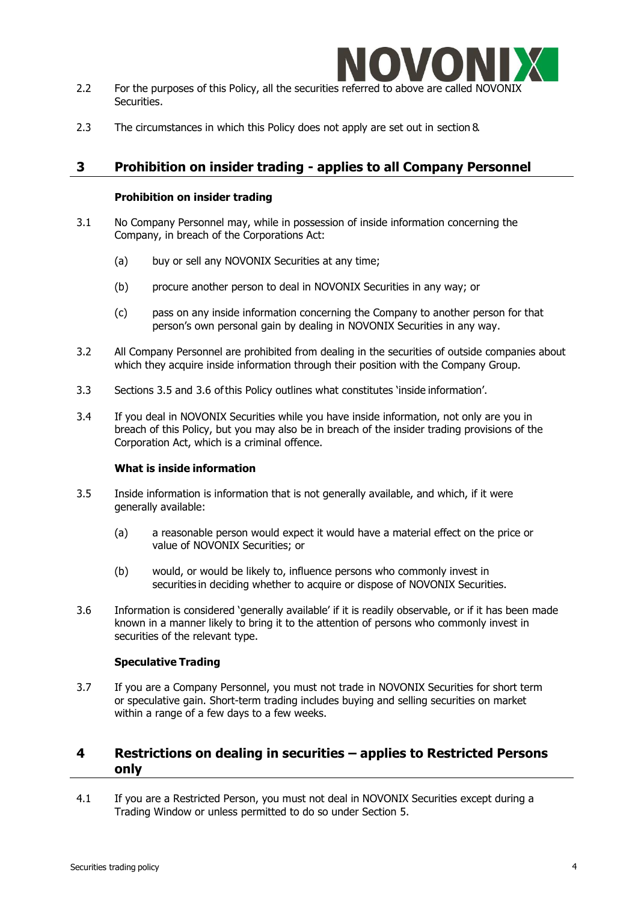2.2 For the purposes of this Policy, all the securities referred to above are called NOVONIX Securities.

2.3 The circumstances in which this Policy does not apply are set out in section 8.

## 3 Prohibition on insider trading - applies to all Company Personnel

**Prohibition on insider trading**

3.1 No Company Personnel may, while in possession of inside information concerning the Company, in breach of the Corporations Act:

(a) buy or sell any NOVONIX Securities at any time;

(b) procure another person to deal in NOVONIX Securities in any way; or

(c) pass on any inside information concerning the Company to another person for that person's own personal gain by dealing in NOVONIX Securities in any way.

3.2 All Company Personnel are prohibited from dealing in the securities of outside companies about which they acquire inside information through their position with the Company Group.

3.3 Sections 3.5 and 3.6 of this Policy outlines what constitutes 'inside information'.

3.4 If you deal in NOVONIX Securities while you have inside information, not only are you in breach of this Policy, but you may also be in breach of the insider trading provisions of the Corporation Act, which is a criminal offence.

**What is inside information**

3.5 Inside information is information that is not generally available, and which, if it were generally available:

(a) a reasonable person would expect it would have a material effect on the price or value of NOVONIX Securities; or

(b) would, or would be likely to, influence persons who commonly invest in securities in deciding whether to acquire or dispose of NOVONIX Securities.

3.6 Information is considered 'generally available' if it is readily observable, or if it has been made known in a manner likely to bring it to the attention of persons who commonly invest in securities of the relevant type.

**Speculative Trading**

3.7 If you are a Company Personnel, you must not trade in NOVONIX Securities for short term or speculative gain. Short-term trading includes buying and selling securities on market within a range of a few days to a few weeks.

## 4 Restrictions on dealing in securities – applies to Restricted Persons only

4.1 If you are a Restricted Person, you must not deal in NOVONIX Securities except during a Trading Window or unless permitted to do so under Section 5.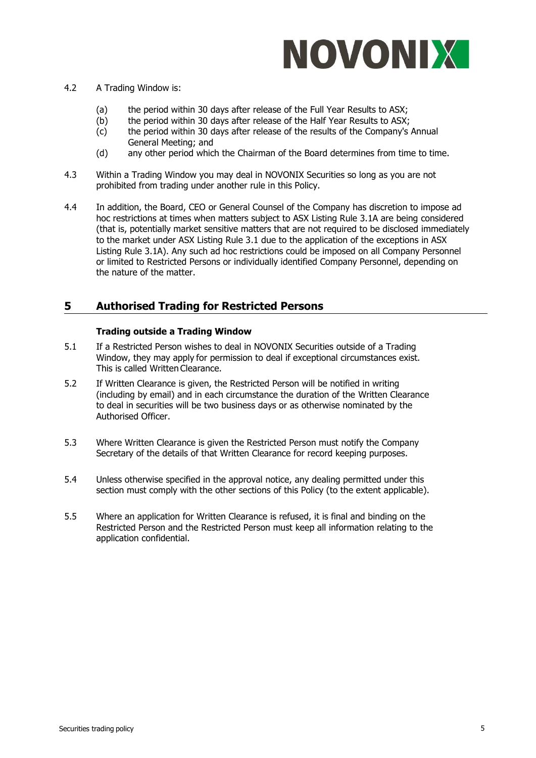4.2 A Trading Window is:

(a) the period within 30 days after release of the Full Year Results to ASX;
(b) the period within 30 days after release of the Half Year Results to ASX;
(c) the period within 30 days after release of the results of the Company's Annual General Meeting; and
(d) any other period which the Chairman of the Board determines from time to time.

4.3 Within a Trading Window you may deal in NOVONIX Securities so long as you are not prohibited from trading under another rule in this Policy.

4.4 In addition, the Board, CEO or General Counsel of the Company has discretion to impose ad hoc restrictions at times when matters subject to ASX Listing Rule 3.1A are being considered (that is, potentially market sensitive matters that are not required to be disclosed immediately to the market under ASX Listing Rule 3.1 due to the application of the exceptions in ASX Listing Rule 3.1A). Any such ad hoc restrictions could be imposed on all Company Personnel or limited to Restricted Persons or individually identified Company Personnel, depending on the nature of the matter.

## 5 Authorised Trading for Restricted Persons

### Trading outside a Trading Window

5.1 If a Restricted Person wishes to deal in NOVONIX Securities outside of a Trading Window, they may apply for permission to deal if exceptional circumstances exist. This is called Written Clearance.

5.2 If Written Clearance is given, the Restricted Person will be notified in writing (including by email) and in each circumstance the duration of the Written Clearance to deal in securities will be two business days or as otherwise nominated by the Authorised Officer.

5.3 Where Written Clearance is given the Restricted Person must notify the Company Secretary of the details of that Written Clearance for record keeping purposes.

5.4 Unless otherwise specified in the approval notice, any dealing permitted under this section must comply with the other sections of this Policy (to the extent applicable).

5.5 Where an application for Written Clearance is refused, it is final and binding on the Restricted Person and the Restricted Person must keep all information relating to the application confidential.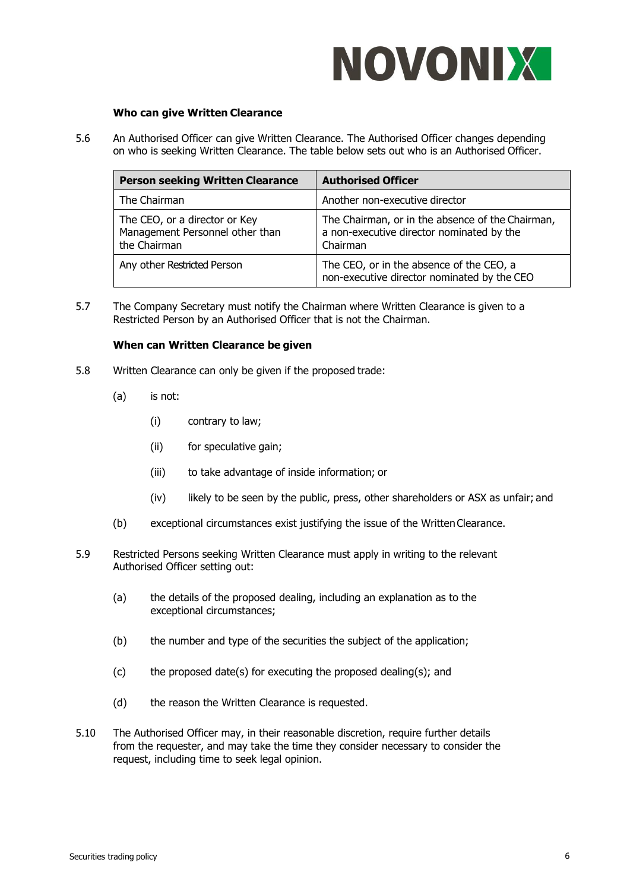**Who can give Written Clearance**

5.6 An Authorised Officer can give Written Clearance. The Authorised Officer changes depending on who is seeking Written Clearance. The table below sets out who is an Authorised Officer.

| Person seeking Written Clearance | Authorised Officer |
| --- | --- |
| The Chairman | Another non-executive director |
| The CEO, or a director or Key Management Personnel other than the Chairman | The Chairman, or in the absence of the Chairman, a non-executive director nominated by the Chairman |
| Any other Restricted Person | The CEO, or in the absence of the CEO, a non-executive director nominated by the CEO |

5.7 The Company Secretary must notify the Chairman where Written Clearance is given to a Restricted Person by an Authorised Officer that is not the Chairman.

**When can Written Clearance be given**

5.8 Written Clearance can only be given if the proposed trade:

(a) is not:

(i) contrary to law;

(ii) for speculative gain;

(iii) to take advantage of inside information; or

(iv) likely to be seen by the public, press, other shareholders or ASX as unfair; and

(b) exceptional circumstances exist justifying the issue of the Written Clearance.

5.9 Restricted Persons seeking Written Clearance must apply in writing to the relevant Authorised Officer setting out:

(a) the details of the proposed dealing, including an explanation as to the exceptional circumstances;

(b) the number and type of the securities the subject of the application;

(c) the proposed date(s) for executing the proposed dealing(s); and

(d) the reason the Written Clearance is requested.

5.10 The Authorised Officer may, in their reasonable discretion, require further details from the requester, and may take the time they consider necessary to consider the request, including time to seek legal opinion.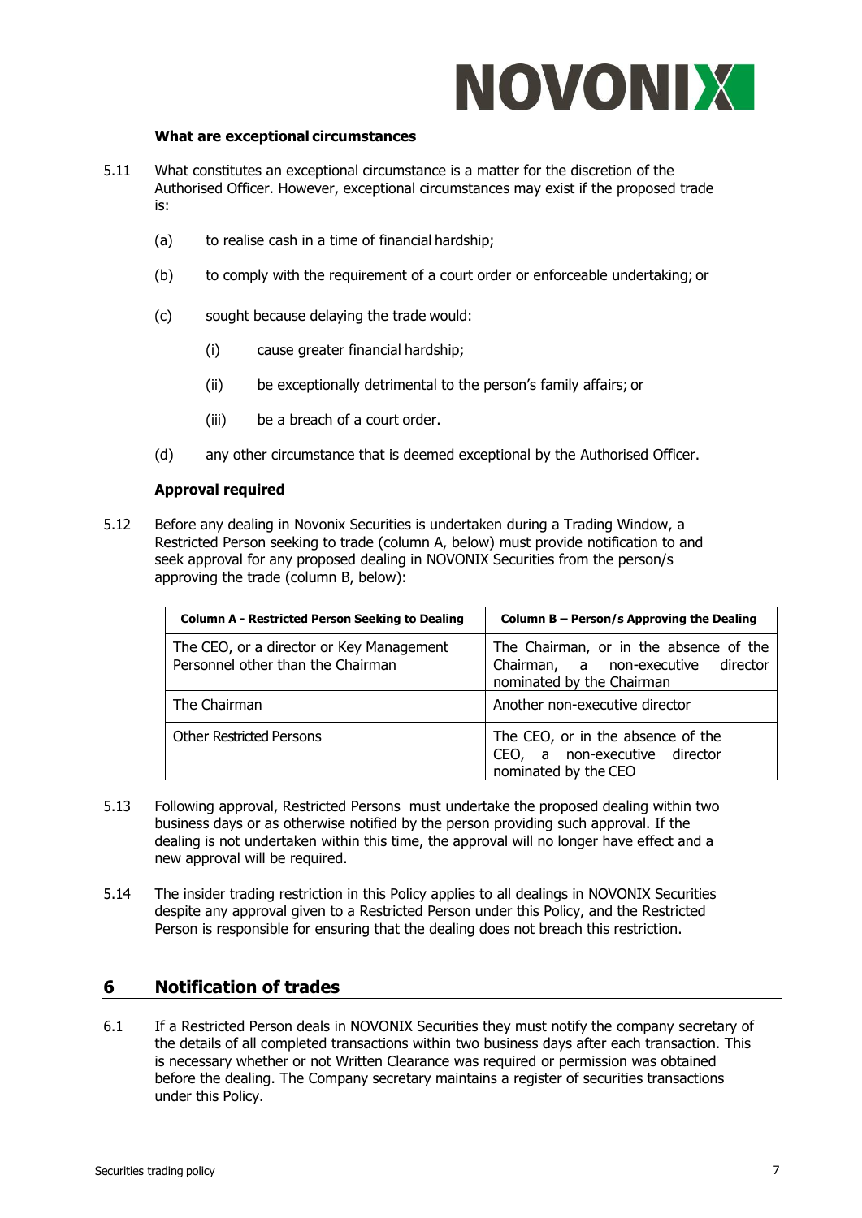**What are exceptional circumstances**

5.11 What constitutes an exceptional circumstance is a matter for the discretion of the Authorised Officer. However, exceptional circumstances may exist if the proposed trade is:

(a) to realise cash in a time of financial hardship;

(b) to comply with the requirement of a court order or enforceable undertaking; or

(c) sought because delaying the trade would:

(i) cause greater financial hardship;

(ii) be exceptionally detrimental to the person's family affairs; or

(iii) be a breach of a court order.

(d) any other circumstance that is deemed exceptional by the Authorised Officer.

**Approval required**

5.12 Before any dealing in Novonix Securities is undertaken during a Trading Window, a Restricted Person seeking to trade (column A, below) must provide notification to and seek approval for any proposed dealing in NOVONIX Securities from the person/s approving the trade (column B, below):

| Column A - Restricted Person Seeking to Dealing | Column B – Person/s Approving the Dealing |
|---|---|
| The CEO, or a director or Key Management Personnel other than the Chairman | The Chairman, or in the absence of the Chairman, a non-executive director nominated by the Chairman |
| The Chairman | Another non-executive director |
| Other Restricted Persons | The CEO, or in the absence of the CEO, a non-executive director nominated by the CEO |

5.13 Following approval, Restricted Persons must undertake the proposed dealing within two business days or as otherwise notified by the person providing such approval. If the dealing is not undertaken within this time, the approval will no longer have effect and a new approval will be required.

5.14 The insider trading restriction in this Policy applies to all dealings in NOVONIX Securities despite any approval given to a Restricted Person under this Policy, and the Restricted Person is responsible for ensuring that the dealing does not breach this restriction.

## 6 Notification of trades

6.1 If a Restricted Person deals in NOVONIX Securities they must notify the company secretary of the details of all completed transactions within two business days after each transaction. This is necessary whether or not Written Clearance was required or permission was obtained before the dealing. The Company secretary maintains a register of securities transactions under this Policy.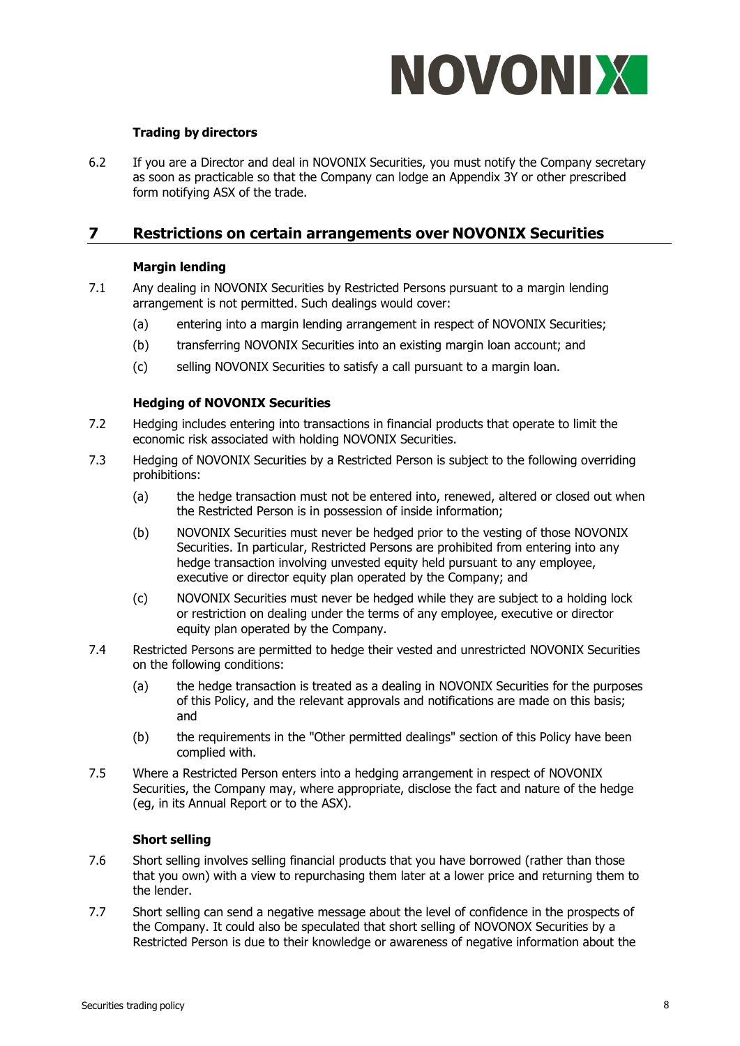**Trading by directors**

6.2 If you are a Director and deal in NOVONIX Securities, you must notify the Company secretary as soon as practicable so that the Company can lodge an Appendix 3Y or other prescribed form notifying ASX of the trade.

## 7 Restrictions on certain arrangements over NOVONIX Securities

**Margin lending**

7.1 Any dealing in NOVONIX Securities by Restricted Persons pursuant to a margin lending arrangement is not permitted. Such dealings would cover:

(a) entering into a margin lending arrangement in respect of NOVONIX Securities;

(b) transferring NOVONIX Securities into an existing margin loan account; and

(c) selling NOVONIX Securities to satisfy a call pursuant to a margin loan.

**Hedging of NOVONIX Securities**

7.2 Hedging includes entering into transactions in financial products that operate to limit the economic risk associated with holding NOVONIX Securities.

7.3 Hedging of NOVONIX Securities by a Restricted Person is subject to the following overriding prohibitions:

(a) the hedge transaction must not be entered into, renewed, altered or closed out when the Restricted Person is in possession of inside information;

(b) NOVONIX Securities must never be hedged prior to the vesting of those NOVONIX Securities. In particular, Restricted Persons are prohibited from entering into any hedge transaction involving unvested equity held pursuant to any employee, executive or director equity plan operated by the Company; and

(c) NOVONIX Securities must never be hedged while they are subject to a holding lock or restriction on dealing under the terms of any employee, executive or director equity plan operated by the Company.

7.4 Restricted Persons are permitted to hedge their vested and unrestricted NOVONIX Securities on the following conditions:

(a) the hedge transaction is treated as a dealing in NOVONIX Securities for the purposes of this Policy, and the relevant approvals and notifications are made on this basis; and

(b) the requirements in the "Other permitted dealings" section of this Policy have been complied with.

7.5 Where a Restricted Person enters into a hedging arrangement in respect of NOVONIX Securities, the Company may, where appropriate, disclose the fact and nature of the hedge (eg, in its Annual Report or to the ASX).

**Short selling**

7.6 Short selling involves selling financial products that you have borrowed (rather than those that you own) with a view to repurchasing them later at a lower price and returning them to the lender.

7.7 Short selling can send a negative message about the level of confidence in the prospects of the Company. It could also be speculated that short selling of NOVONOX Securities by a Restricted Person is due to their knowledge or awareness of negative information about the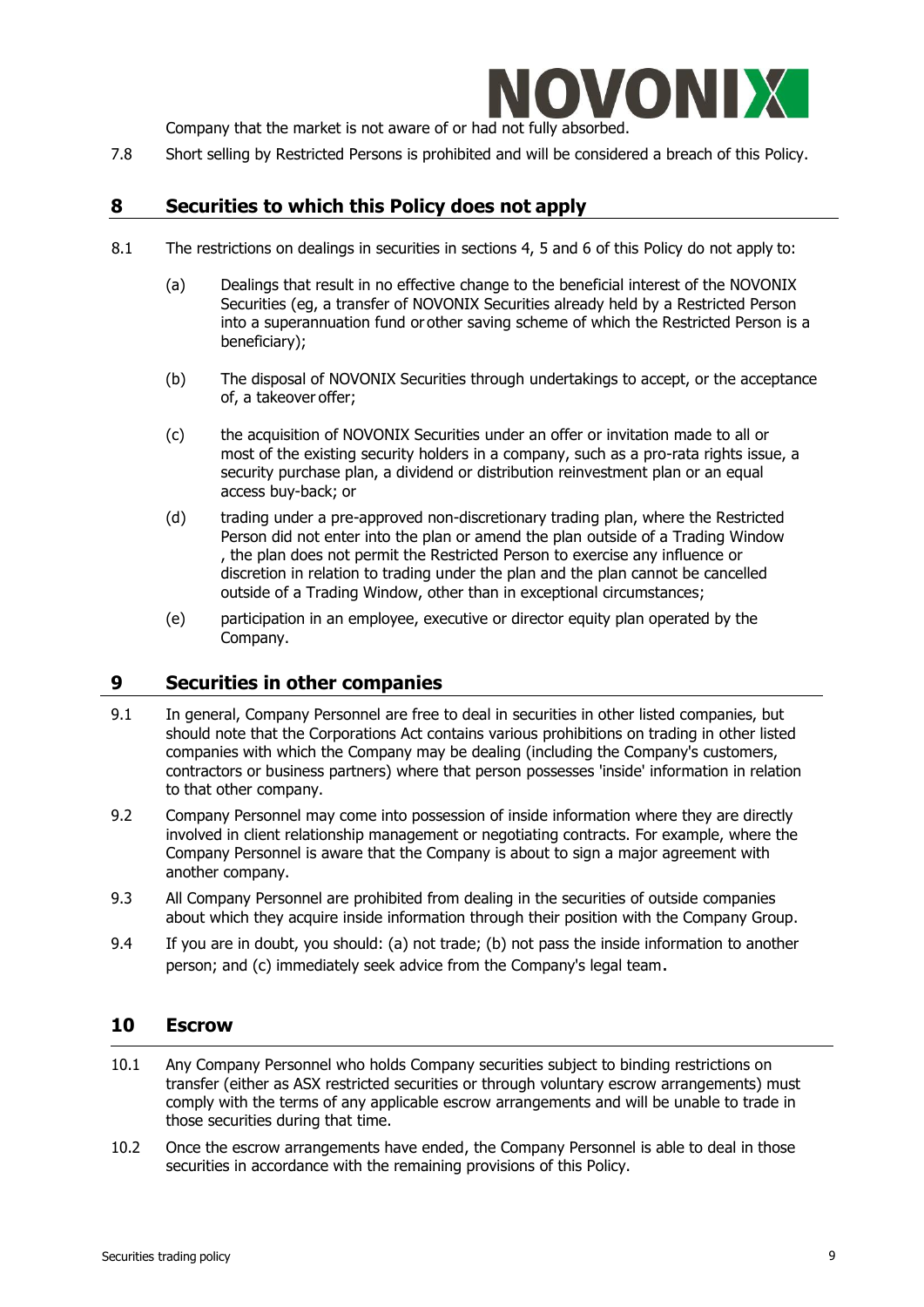Company that the market is not aware of or had not fully absorbed.

7.8 Short selling by Restricted Persons is prohibited and will be considered a breach of this Policy.

## 8 Securities to which this Policy does not apply

8.1 The restrictions on dealings in securities in sections 4, 5 and 6 of this Policy do not apply to:

(a) Dealings that result in no effective change to the beneficial interest of the NOVONIX Securities (eg, a transfer of NOVONIX Securities already held by a Restricted Person into a superannuation fund or other saving scheme of which the Restricted Person is a beneficiary);

(b) The disposal of NOVONIX Securities through undertakings to accept, or the acceptance of, a takeover offer;

(c) the acquisition of NOVONIX Securities under an offer or invitation made to all or most of the existing security holders in a company, such as a pro-rata rights issue, a security purchase plan, a dividend or distribution reinvestment plan or an equal access buy-back; or

(d) trading under a pre-approved non-discretionary trading plan, where the Restricted Person did not enter into the plan or amend the plan outside of a Trading Window , the plan does not permit the Restricted Person to exercise any influence or discretion in relation to trading under the plan and the plan cannot be cancelled outside of a Trading Window, other than in exceptional circumstances;

(e) participation in an employee, executive or director equity plan operated by the Company.

## 9 Securities in other companies

9.1 In general, Company Personnel are free to deal in securities in other listed companies, but should note that the Corporations Act contains various prohibitions on trading in other listed companies with which the Company may be dealing (including the Company's customers, contractors or business partners) where that person possesses 'inside' information in relation to that other company.

9.2 Company Personnel may come into possession of inside information where they are directly involved in client relationship management or negotiating contracts. For example, where the Company Personnel is aware that the Company is about to sign a major agreement with another company.

9.3 All Company Personnel are prohibited from dealing in the securities of outside companies about which they acquire inside information through their position with the Company Group.

9.4 If you are in doubt, you should: (a) not trade; (b) not pass the inside information to another person; and (c) immediately seek advice from the Company's legal team.

## 10 Escrow

10.1 Any Company Personnel who holds Company securities subject to binding restrictions on transfer (either as ASX restricted securities or through voluntary escrow arrangements) must comply with the terms of any applicable escrow arrangements and will be unable to trade in those securities during that time.

10.2 Once the escrow arrangements have ended, the Company Personnel is able to deal in those securities in accordance with the remaining provisions of this Policy.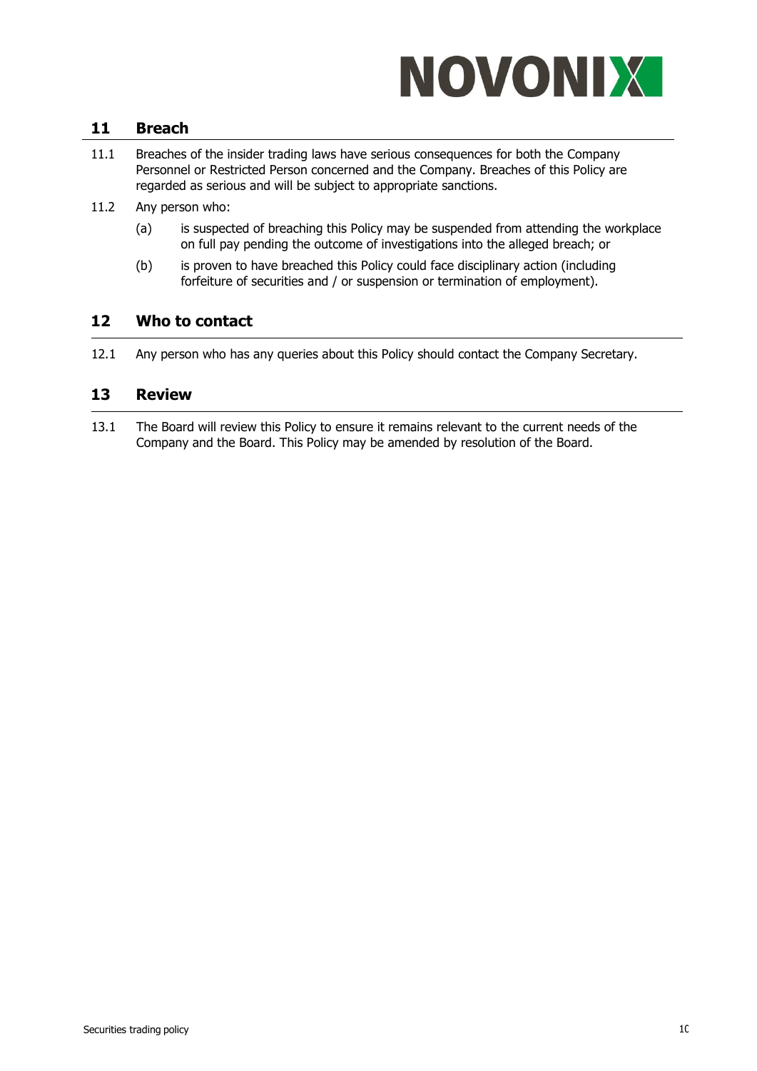## 11 Breach

11.1 Breaches of the insider trading laws have serious consequences for both the Company Personnel or Restricted Person concerned and the Company. Breaches of this Policy are regarded as serious and will be subject to appropriate sanctions.

11.2 Any person who:

(a) is suspected of breaching this Policy may be suspended from attending the workplace on full pay pending the outcome of investigations into the alleged breach; or

(b) is proven to have breached this Policy could face disciplinary action (including forfeiture of securities and / or suspension or termination of employment).

## 12 Who to contact

12.1 Any person who has any queries about this Policy should contact the Company Secretary.

## 13 Review

13.1 The Board will review this Policy to ensure it remains relevant to the current needs of the Company and the Board. This Policy may be amended by resolution of the Board.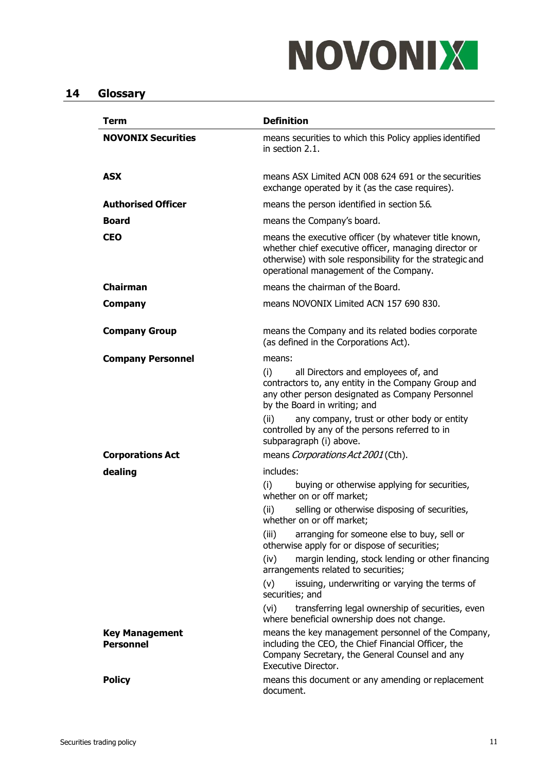## 14 Glossary

| Term | Definition |
|---|---|
| **NOVONIX Securities** | means securities to which this Policy applies identified in section 2.1. |
| **ASX** | means ASX Limited ACN 008 624 691 or the securities exchange operated by it (as the case requires). |
| **Authorised Officer** | means the person identified in section 5.6. |
| **Board** | means the Company's board. |
| **CEO** | means the executive officer (by whatever title known, whether chief executive officer, managing director or otherwise) with sole responsibility for the strategic and operational management of the Company. |
| **Chairman** | means the chairman of the Board. |
| **Company** | means NOVONIX Limited ACN 157 690 830. |
| **Company Group** | means the Company and its related bodies corporate (as defined in the Corporations Act). |
| **Company Personnel** | means:<br>(i) all Directors and employees of, and contractors to, any entity in the Company Group and any other person designated as Company Personnel by the Board in writing; and<br>(ii) any company, trust or other body or entity controlled by any of the persons referred to in subparagraph (i) above. |
| **Corporations Act** | means *Corporations Act 2001* (Cth). |
| **dealing** | includes:<br>(i) buying or otherwise applying for securities, whether on or off market;<br>(ii) selling or otherwise disposing of securities, whether on or off market;<br>(iii) arranging for someone else to buy, sell or otherwise apply for or dispose of securities;<br>(iv) margin lending, stock lending or other financing arrangements related to securities;<br>(v) issuing, underwriting or varying the terms of securities; and<br>(vi) transferring legal ownership of securities, even where beneficial ownership does not change. |
| **Key Management Personnel** | means the key management personnel of the Company, including the CEO, the Chief Financial Officer, the Company Secretary, the General Counsel and any Executive Director. |
| **Policy** | means this document or any amending or replacement document. |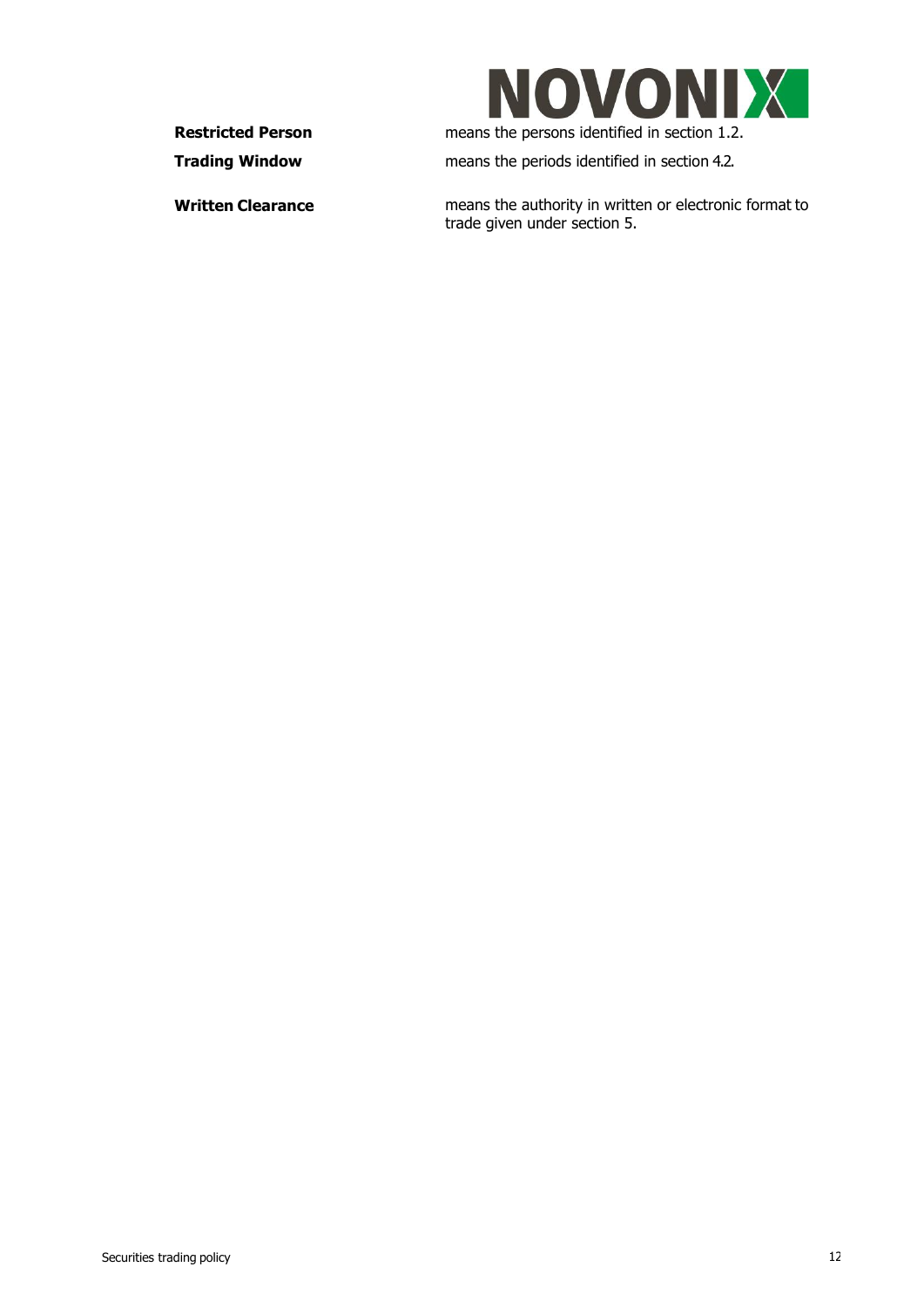| | |
|---|---|
| **Restricted Person** | means the persons identified in section 1.2. |
| **Trading Window** | means the periods identified in section 4.2. |
| **Written Clearance** | means the authority in written or electronic format to trade given under section 5. |